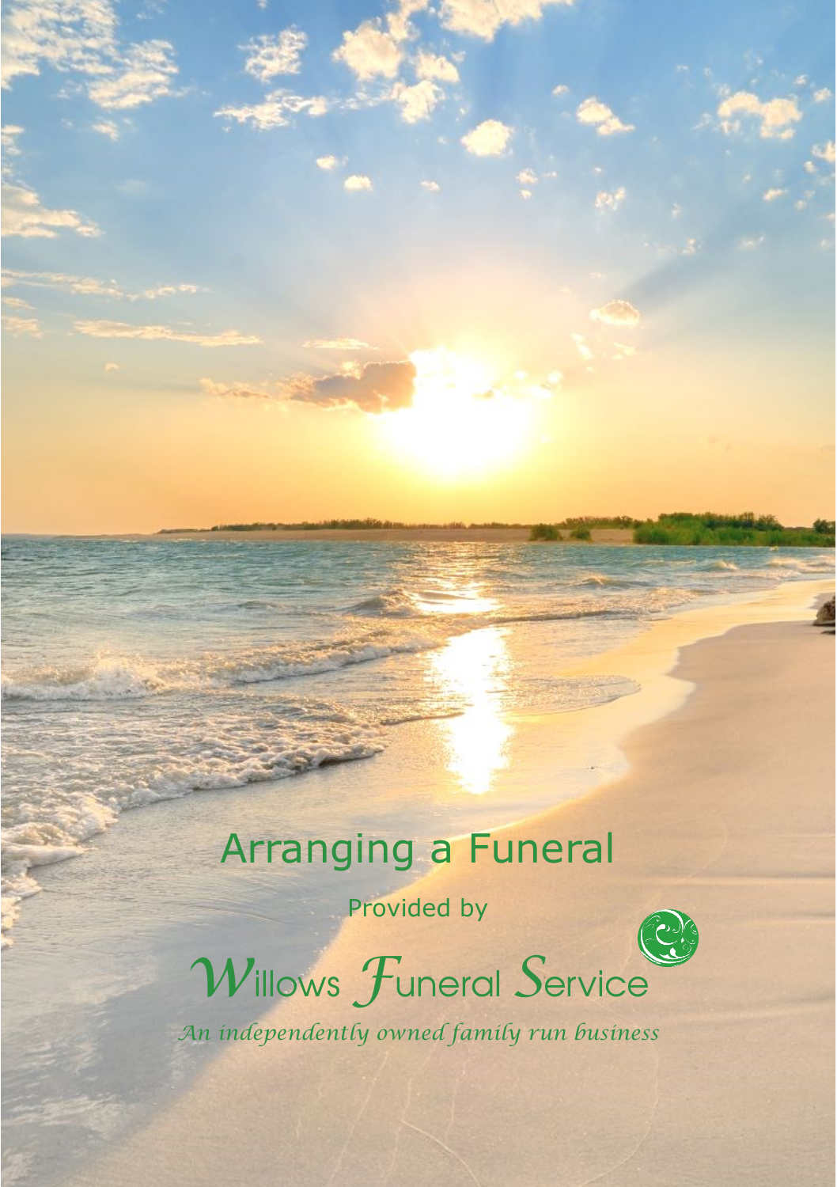# Arranging a Funeral

Provided by

## Willows Funeral Service

*An independently owned family run business*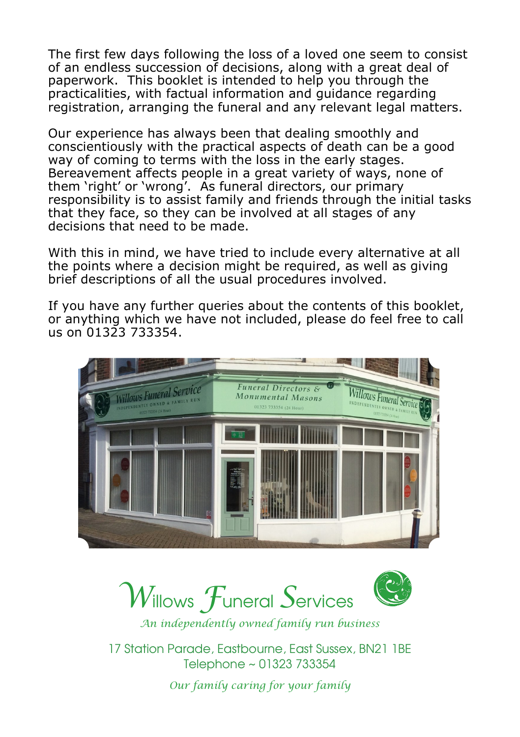The first few days following the loss of a loved one seem to consist of an endless succession of decisions, along with a great deal of paperwork. This booklet is intended to help you through the practicalities, with factual information and guidance regarding registration, arranging the funeral and any relevant legal matters.

Our experience has always been that dealing smoothly and conscientiously with the practical aspects of death can be a good way of coming to terms with the loss in the early stages. Bereavement affects people in a great variety of ways, none of them 'right' or 'wrong'. As funeral directors, our primary responsibility is to assist family and friends through the initial tasks that they face, so they can be involved at all stages of any decisions that need to be made.

With this in mind, we have tried to include every alternative at all the points where a decision might be required, as well as giving brief descriptions of all the usual procedures involved.

If you have any further queries about the contents of this booklet, or anything which we have not included, please do feel free to call us on 01323 733354.

# Willows Funeral Services

*An independently owned family run business*

17 Station Parade, Eastbourne, East Sussex, BN21 1BE
Telephone ~ 01323 733354

*Our family caring for your family*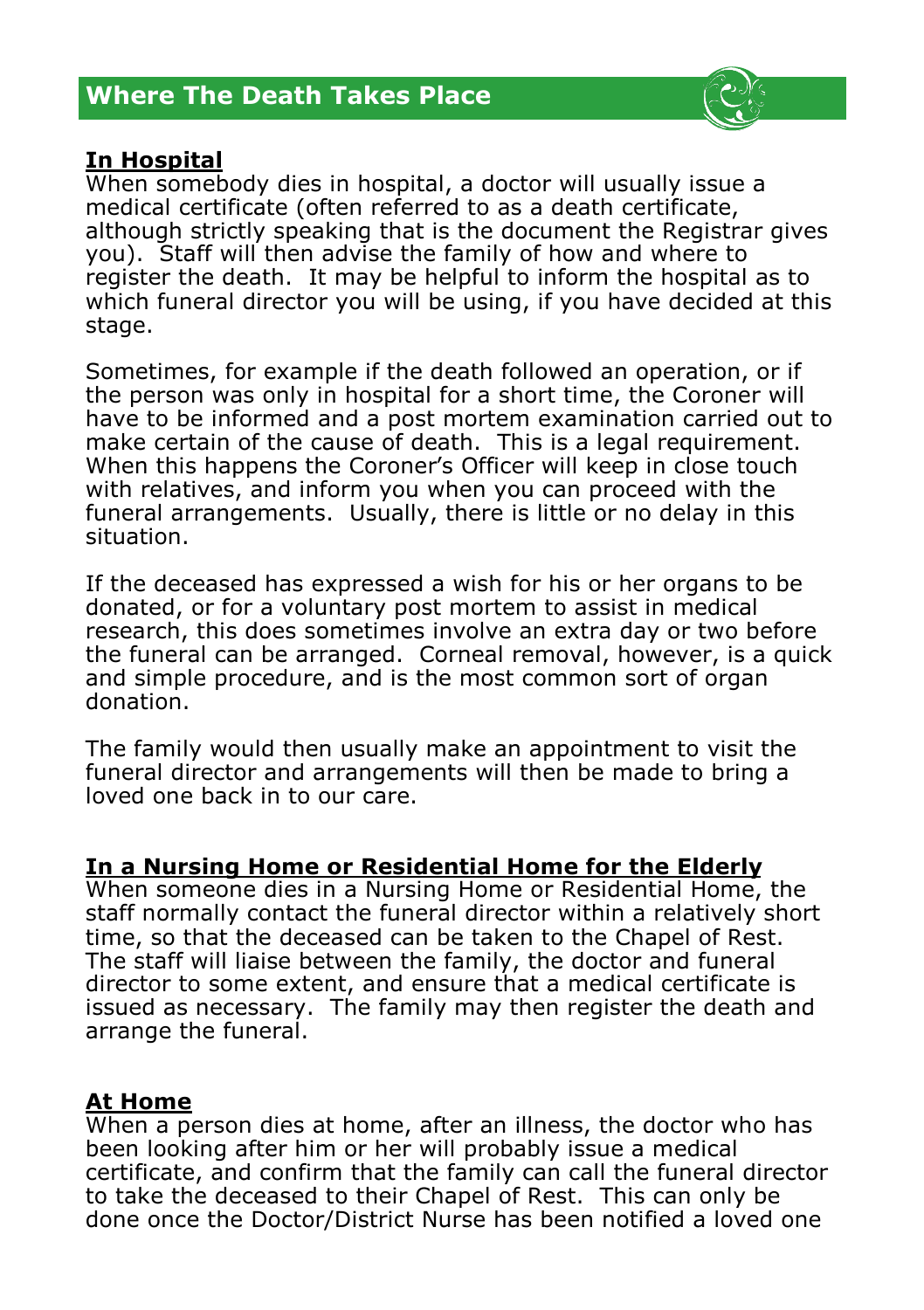## Where The Death Takes Place

**In Hospital**

When somebody dies in hospital, a doctor will usually issue a medical certificate (often referred to as a death certificate, although strictly speaking that is the document the Registrar gives you). Staff will then advise the family of how and where to register the death. It may be helpful to inform the hospital as to which funeral director you will be using, if you have decided at this stage.

Sometimes, for example if the death followed an operation, or if the person was only in hospital for a short time, the Coroner will have to be informed and a post mortem examination carried out to make certain of the cause of death. This is a legal requirement. When this happens the Coroner's Officer will keep in close touch with relatives, and inform you when you can proceed with the funeral arrangements. Usually, there is little or no delay in this situation.

If the deceased has expressed a wish for his or her organs to be donated, or for a voluntary post mortem to assist in medical research, this does sometimes involve an extra day or two before the funeral can be arranged. Corneal removal, however, is a quick and simple procedure, and is the most common sort of organ donation.

The family would then usually make an appointment to visit the funeral director and arrangements will then be made to bring a loved one back in to our care.

**In a Nursing Home or Residential Home for the Elderly**

When someone dies in a Nursing Home or Residential Home, the staff normally contact the funeral director within a relatively short time, so that the deceased can be taken to the Chapel of Rest. The staff will liaise between the family, the doctor and funeral director to some extent, and ensure that a medical certificate is issued as necessary. The family may then register the death and arrange the funeral.

**At Home**

When a person dies at home, after an illness, the doctor who has been looking after him or her will probably issue a medical certificate, and confirm that the family can call the funeral director to take the deceased to their Chapel of Rest. This can only be done once the Doctor/District Nurse has been notified a loved one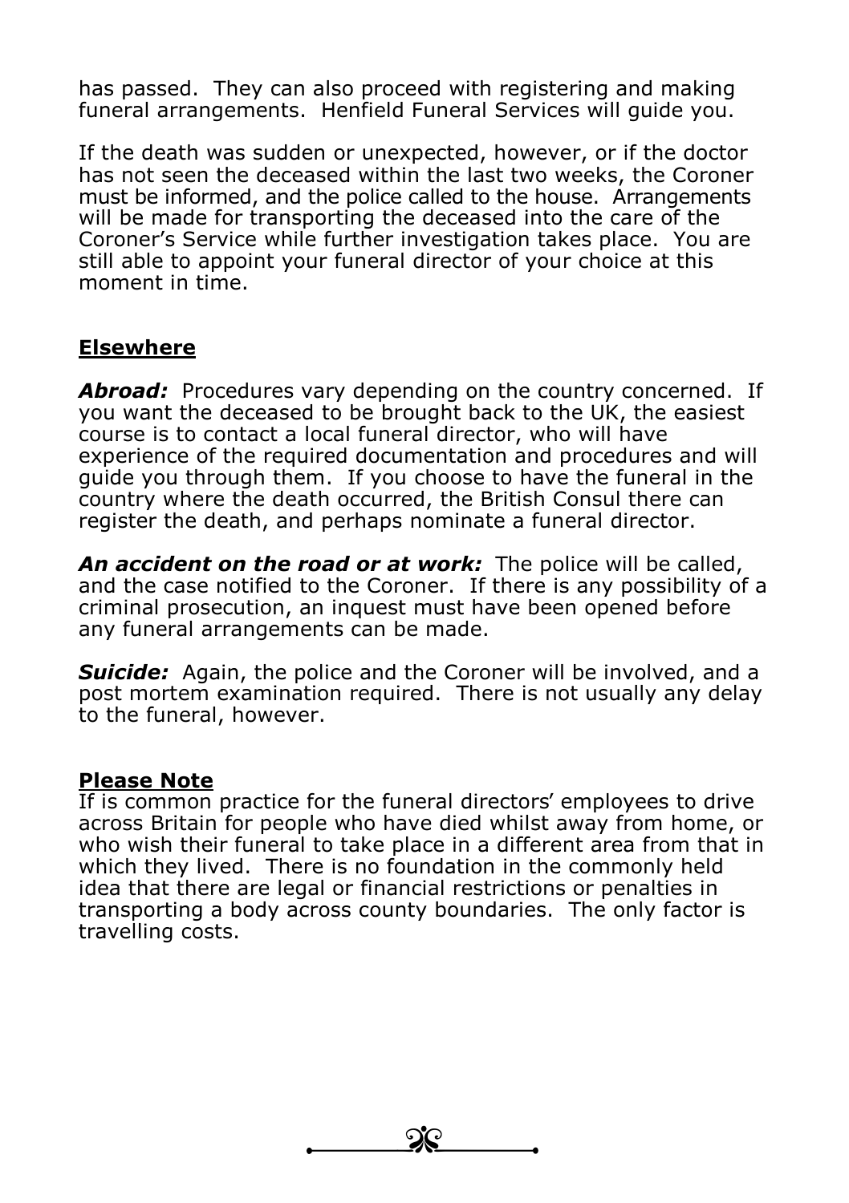has passed. They can also proceed with registering and making funeral arrangements. Henfield Funeral Services will guide you.

If the death was sudden or unexpected, however, or if the doctor has not seen the deceased within the last two weeks, the Coroner must be informed, and the police called to the house. Arrangements will be made for transporting the deceased into the care of the Coroner's Service while further investigation takes place. You are still able to appoint your funeral director of your choice at this moment in time.

## Elsewhere

***Abroad:*** Procedures vary depending on the country concerned. If you want the deceased to be brought back to the UK, the easiest course is to contact a local funeral director, who will have experience of the required documentation and procedures and will guide you through them. If you choose to have the funeral in the country where the death occurred, the British Consul there can register the death, and perhaps nominate a funeral director.

***An accident on the road or at work:*** The police will be called, and the case notified to the Coroner. If there is any possibility of a criminal prosecution, an inquest must have been opened before any funeral arrangements can be made.

***Suicide:*** Again, the police and the Coroner will be involved, and a post mortem examination required. There is not usually any delay to the funeral, however.

## Please Note

If is common practice for the funeral directors' employees to drive across Britain for people who have died whilst away from home, or who wish their funeral to take place in a different area from that in which they lived. There is no foundation in the commonly held idea that there are legal or financial restrictions or penalties in transporting a body across county boundaries. The only factor is travelling costs.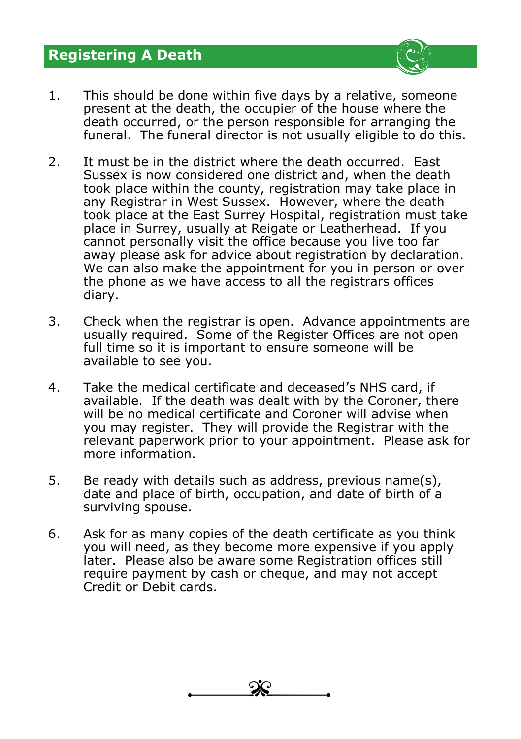## Registering A Death

1. This should be done within five days by a relative, someone present at the death, the occupier of the house where the death occurred, or the person responsible for arranging the funeral. The funeral director is not usually eligible to do this.

2. It must be in the district where the death occurred. East Sussex is now considered one district and, when the death took place within the county, registration may take place in any Registrar in West Sussex. However, where the death took place at the East Surrey Hospital, registration must take place in Surrey, usually at Reigate or Leatherhead. If you cannot personally visit the office because you live too far away please ask for advice about registration by declaration. We can also make the appointment for you in person or over the phone as we have access to all the registrars offices diary.

3. Check when the registrar is open. Advance appointments are usually required. Some of the Register Offices are not open full time so it is important to ensure someone will be available to see you.

4. Take the medical certificate and deceased's NHS card, if available. If the death was dealt with by the Coroner, there will be no medical certificate and Coroner will advise when you may register. They will provide the Registrar with the relevant paperwork prior to your appointment. Please ask for more information.

5. Be ready with details such as address, previous name(s), date and place of birth, occupation, and date of birth of a surviving spouse.

6. Ask for as many copies of the death certificate as you think you will need, as they become more expensive if you apply later. Please also be aware some Registration offices still require payment by cash or cheque, and may not accept Credit or Debit cards.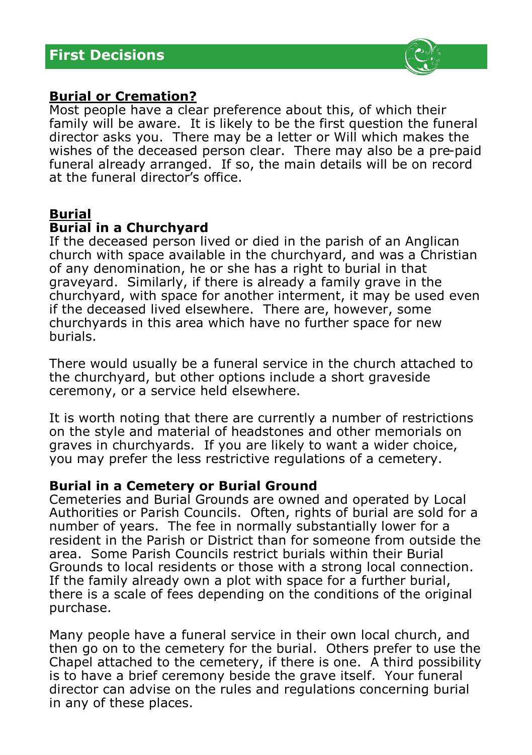## First Decisions

**Burial or Cremation?**

Most people have a clear preference about this, of which their family will be aware. It is likely to be the first question the funeral director asks you. There may be a letter or Will which makes the wishes of the deceased person clear. There may also be a pre-paid funeral already arranged. If so, the main details will be on record at the funeral director's office.

**Burial**

### Burial in a Churchyard

If the deceased person lived or died in the parish of an Anglican church with space available in the churchyard, and was a Christian of any denomination, he or she has a right to burial in that graveyard. Similarly, if there is already a family grave in the churchyard, with space for another interment, it may be used even if the deceased lived elsewhere. There are, however, some churchyards in this area which have no further space for new burials.

There would usually be a funeral service in the church attached to the churchyard, but other options include a short graveside ceremony, or a service held elsewhere.

It is worth noting that there are currently a number of restrictions on the style and material of headstones and other memorials on graves in churchyards. If you are likely to want a wider choice, you may prefer the less restrictive regulations of a cemetery.

### Burial in a Cemetery or Burial Ground

Cemeteries and Burial Grounds are owned and operated by Local Authorities or Parish Councils. Often, rights of burial are sold for a number of years. The fee in normally substantially lower for a resident in the Parish or District than for someone from outside the area. Some Parish Councils restrict burials within their Burial Grounds to local residents or those with a strong local connection. If the family already own a plot with space for a further burial, there is a scale of fees depending on the conditions of the original purchase.

Many people have a funeral service in their own local church, and then go on to the cemetery for the burial. Others prefer to use the Chapel attached to the cemetery, if there is one. A third possibility is to have a brief ceremony beside the grave itself. Your funeral director can advise on the rules and regulations concerning burial in any of these places.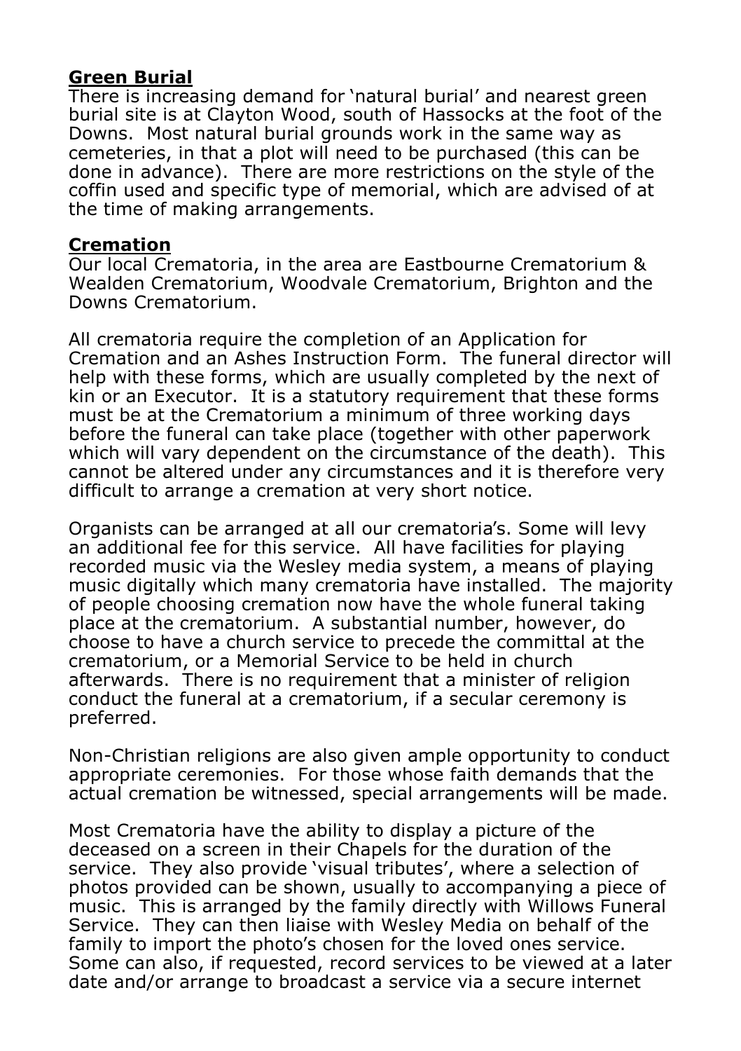## Green Burial

There is increasing demand for 'natural burial' and nearest green burial site is at Clayton Wood, south of Hassocks at the foot of the Downs. Most natural burial grounds work in the same way as cemeteries, in that a plot will need to be purchased (this can be done in advance). There are more restrictions on the style of the coffin used and specific type of memorial, which are advised of at the time of making arrangements.

## Cremation

Our local Crematoria, in the area are Eastbourne Crematorium & Wealden Crematorium, Woodvale Crematorium, Brighton and the Downs Crematorium.

All crematoria require the completion of an Application for Cremation and an Ashes Instruction Form. The funeral director will help with these forms, which are usually completed by the next of kin or an Executor. It is a statutory requirement that these forms must be at the Crematorium a minimum of three working days before the funeral can take place (together with other paperwork which will vary dependent on the circumstance of the death). This cannot be altered under any circumstances and it is therefore very difficult to arrange a cremation at very short notice.

Organists can be arranged at all our crematoria's. Some will levy an additional fee for this service. All have facilities for playing recorded music via the Wesley media system, a means of playing music digitally which many crematoria have installed. The majority of people choosing cremation now have the whole funeral taking place at the crematorium. A substantial number, however, do choose to have a church service to precede the committal at the crematorium, or a Memorial Service to be held in church afterwards. There is no requirement that a minister of religion conduct the funeral at a crematorium, if a secular ceremony is preferred.

Non-Christian religions are also given ample opportunity to conduct appropriate ceremonies. For those whose faith demands that the actual cremation be witnessed, special arrangements will be made.

Most Crematoria have the ability to display a picture of the deceased on a screen in their Chapels for the duration of the service. They also provide 'visual tributes', where a selection of photos provided can be shown, usually to accompanying a piece of music. This is arranged by the family directly with Willows Funeral Service. They can then liaise with Wesley Media on behalf of the family to import the photo's chosen for the loved ones service. Some can also, if requested, record services to be viewed at a later date and/or arrange to broadcast a service via a secure internet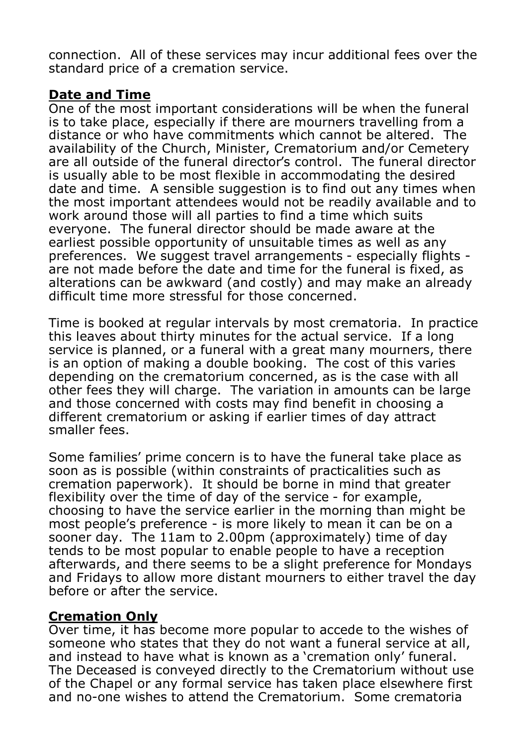connection. All of these services may incur additional fees over the standard price of a cremation service.

**Date and Time**

One of the most important considerations will be when the funeral is to take place, especially if there are mourners travelling from a distance or who have commitments which cannot be altered. The availability of the Church, Minister, Crematorium and/or Cemetery are all outside of the funeral director's control. The funeral director is usually able to be most flexible in accommodating the desired date and time. A sensible suggestion is to find out any times when the most important attendees would not be readily available and to work around those will all parties to find a time which suits everyone. The funeral director should be made aware at the earliest possible opportunity of unsuitable times as well as any preferences. We suggest travel arrangements - especially flights - are not made before the date and time for the funeral is fixed, as alterations can be awkward (and costly) and may make an already difficult time more stressful for those concerned.

Time is booked at regular intervals by most crematoria. In practice this leaves about thirty minutes for the actual service. If a long service is planned, or a funeral with a great many mourners, there is an option of making a double booking. The cost of this varies depending on the crematorium concerned, as is the case with all other fees they will charge. The variation in amounts can be large and those concerned with costs may find benefit in choosing a different crematorium or asking if earlier times of day attract smaller fees.

Some families' prime concern is to have the funeral take place as soon as is possible (within constraints of practicalities such as cremation paperwork). It should be borne in mind that greater flexibility over the time of day of the service - for example, choosing to have the service earlier in the morning than might be most people's preference - is more likely to mean it can be on a sooner day. The 11am to 2.00pm (approximately) time of day tends to be most popular to enable people to have a reception afterwards, and there seems to be a slight preference for Mondays and Fridays to allow more distant mourners to either travel the day before or after the service.

**Cremation Only**

Over time, it has become more popular to accede to the wishes of someone who states that they do not want a funeral service at all, and instead to have what is known as a 'cremation only' funeral. The Deceased is conveyed directly to the Crematorium without use of the Chapel or any formal service has taken place elsewhere first and no-one wishes to attend the Crematorium. Some crematoria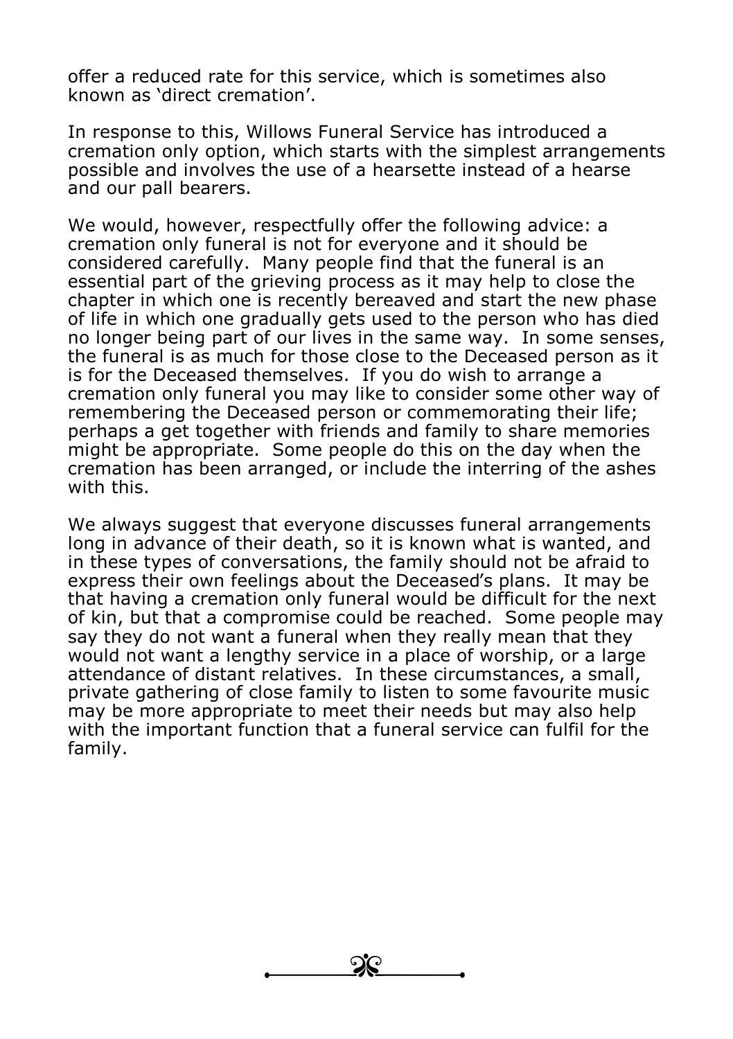offer a reduced rate for this service, which is sometimes also known as 'direct cremation'.

In response to this, Willows Funeral Service has introduced a cremation only option, which starts with the simplest arrangements possible and involves the use of a hearsette instead of a hearse and our pall bearers.

We would, however, respectfully offer the following advice: a cremation only funeral is not for everyone and it should be considered carefully. Many people find that the funeral is an essential part of the grieving process as it may help to close the chapter in which one is recently bereaved and start the new phase of life in which one gradually gets used to the person who has died no longer being part of our lives in the same way. In some senses, the funeral is as much for those close to the Deceased person as it is for the Deceased themselves. If you do wish to arrange a cremation only funeral you may like to consider some other way of remembering the Deceased person or commemorating their life; perhaps a get together with friends and family to share memories might be appropriate. Some people do this on the day when the cremation has been arranged, or include the interring of the ashes with this.

We always suggest that everyone discusses funeral arrangements long in advance of their death, so it is known what is wanted, and in these types of conversations, the family should not be afraid to express their own feelings about the Deceased's plans. It may be that having a cremation only funeral would be difficult for the next of kin, but that a compromise could be reached. Some people may say they do not want a funeral when they really mean that they would not want a lengthy service in a place of worship, or a large attendance of distant relatives. In these circumstances, a small, private gathering of close family to listen to some favourite music may be more appropriate to meet their needs but may also help with the important function that a funeral service can fulfil for the family.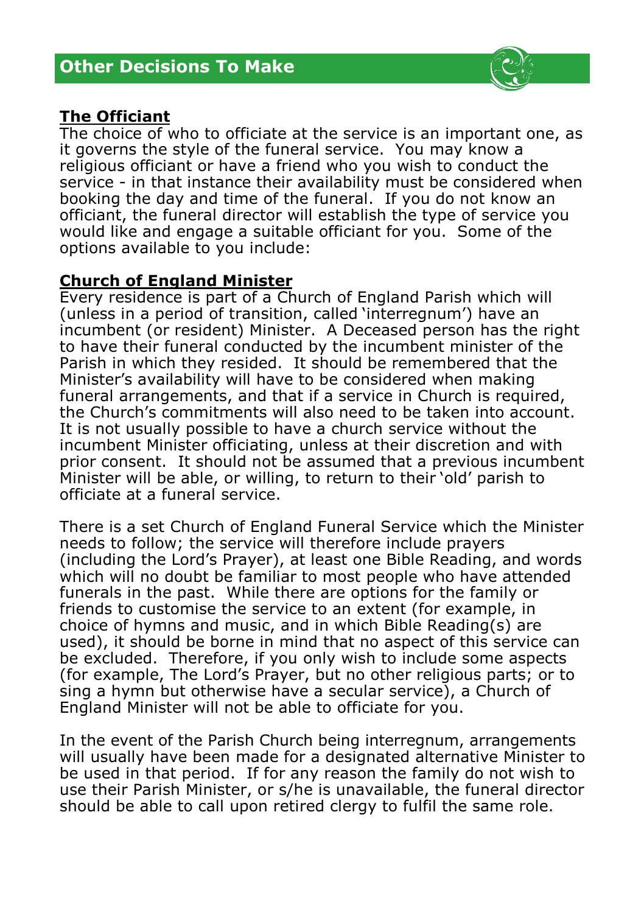## Other Decisions To Make

**The Officiant**

The choice of who to officiate at the service is an important one, as it governs the style of the funeral service. You may know a religious officiant or have a friend who you wish to conduct the service - in that instance their availability must be considered when booking the day and time of the funeral. If you do not know an officiant, the funeral director will establish the type of service you would like and engage a suitable officiant for you. Some of the options available to you include:

**Church of England Minister**

Every residence is part of a Church of England Parish which will (unless in a period of transition, called 'interregnum') have an incumbent (or resident) Minister. A Deceased person has the right to have their funeral conducted by the incumbent minister of the Parish in which they resided. It should be remembered that the Minister's availability will have to be considered when making funeral arrangements, and that if a service in Church is required, the Church's commitments will also need to be taken into account. It is not usually possible to have a church service without the incumbent Minister officiating, unless at their discretion and with prior consent. It should not be assumed that a previous incumbent Minister will be able, or willing, to return to their 'old' parish to officiate at a funeral service.

There is a set Church of England Funeral Service which the Minister needs to follow; the service will therefore include prayers (including the Lord's Prayer), at least one Bible Reading, and words which will no doubt be familiar to most people who have attended funerals in the past. While there are options for the family or friends to customise the service to an extent (for example, in choice of hymns and music, and in which Bible Reading(s) are used), it should be borne in mind that no aspect of this service can be excluded. Therefore, if you only wish to include some aspects (for example, The Lord's Prayer, but no other religious parts; or to sing a hymn but otherwise have a secular service), a Church of England Minister will not be able to officiate for you.

In the event of the Parish Church being interregnum, arrangements will usually have been made for a designated alternative Minister to be used in that period. If for any reason the family do not wish to use their Parish Minister, or s/he is unavailable, the funeral director should be able to call upon retired clergy to fulfil the same role.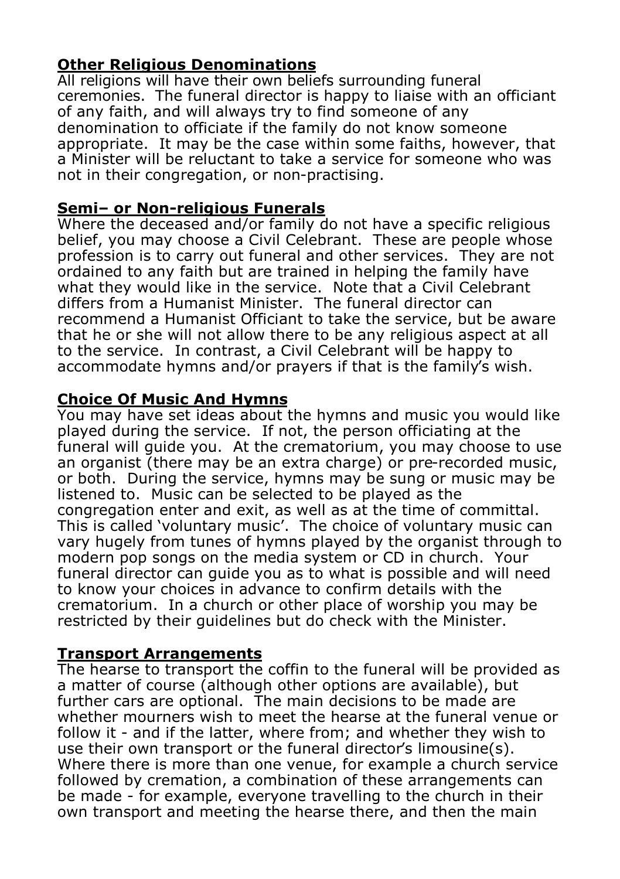**Other Religious Denominations**

All religions will have their own beliefs surrounding funeral ceremonies. The funeral director is happy to liaise with an officiant of any faith, and will always try to find someone of any denomination to officiate if the family do not know someone appropriate. It may be the case within some faiths, however, that a Minister will be reluctant to take a service for someone who was not in their congregation, or non-practising.

**Semi– or Non-religious Funerals**

Where the deceased and/or family do not have a specific religious belief, you may choose a Civil Celebrant. These are people whose profession is to carry out funeral and other services. They are not ordained to any faith but are trained in helping the family have what they would like in the service. Note that a Civil Celebrant differs from a Humanist Minister. The funeral director can recommend a Humanist Officiant to take the service, but be aware that he or she will not allow there to be any religious aspect at all to the service. In contrast, a Civil Celebrant will be happy to accommodate hymns and/or prayers if that is the family's wish.

**Choice Of Music And Hymns**

You may have set ideas about the hymns and music you would like played during the service. If not, the person officiating at the funeral will guide you. At the crematorium, you may choose to use an organist (there may be an extra charge) or pre-recorded music, or both. During the service, hymns may be sung or music may be listened to. Music can be selected to be played as the congregation enter and exit, as well as at the time of committal. This is called 'voluntary music'. The choice of voluntary music can vary hugely from tunes of hymns played by the organist through to modern pop songs on the media system or CD in church. Your funeral director can guide you as to what is possible and will need to know your choices in advance to confirm details with the crematorium. In a church or other place of worship you may be restricted by their guidelines but do check with the Minister.

**Transport Arrangements**

The hearse to transport the coffin to the funeral will be provided as a matter of course (although other options are available), but further cars are optional. The main decisions to be made are whether mourners wish to meet the hearse at the funeral venue or follow it - and if the latter, where from; and whether they wish to use their own transport or the funeral director's limousine(s). Where there is more than one venue, for example a church service followed by cremation, a combination of these arrangements can be made - for example, everyone travelling to the church in their own transport and meeting the hearse there, and then the main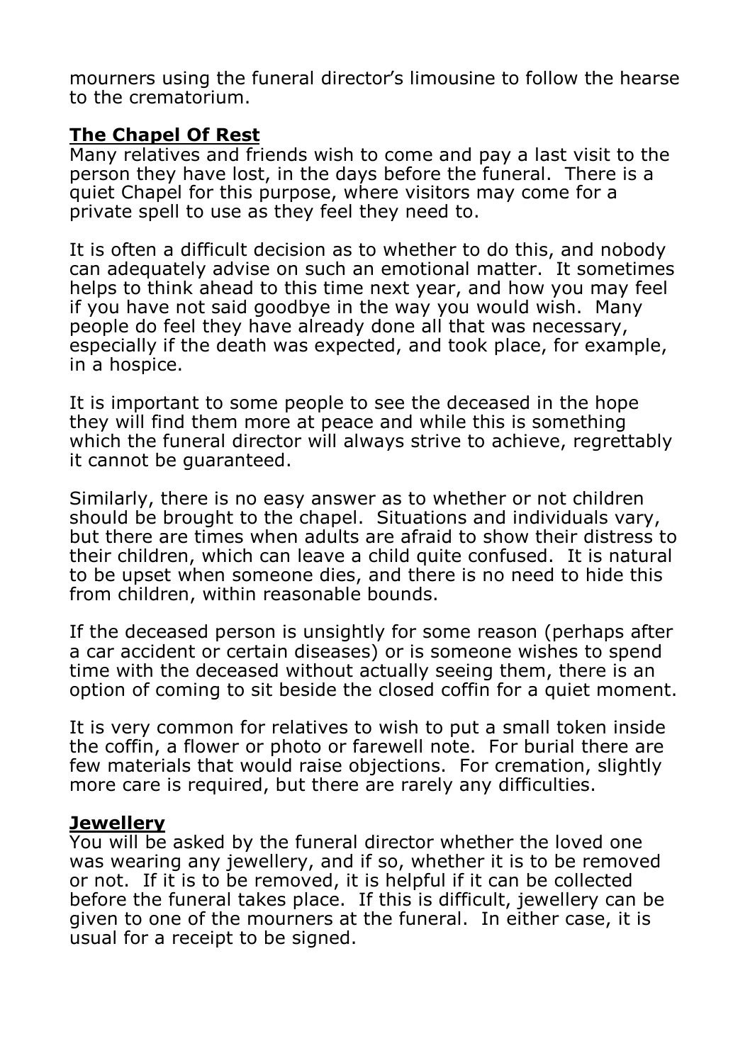mourners using the funeral director's limousine to follow the hearse to the crematorium.

## The Chapel Of Rest

Many relatives and friends wish to come and pay a last visit to the person they have lost, in the days before the funeral. There is a quiet Chapel for this purpose, where visitors may come for a private spell to use as they feel they need to.

It is often a difficult decision as to whether to do this, and nobody can adequately advise on such an emotional matter. It sometimes helps to think ahead to this time next year, and how you may feel if you have not said goodbye in the way you would wish. Many people do feel they have already done all that was necessary, especially if the death was expected, and took place, for example, in a hospice.

It is important to some people to see the deceased in the hope they will find them more at peace and while this is something which the funeral director will always strive to achieve, regrettably it cannot be guaranteed.

Similarly, there is no easy answer as to whether or not children should be brought to the chapel. Situations and individuals vary, but there are times when adults are afraid to show their distress to their children, which can leave a child quite confused. It is natural to be upset when someone dies, and there is no need to hide this from children, within reasonable bounds.

If the deceased person is unsightly for some reason (perhaps after a car accident or certain diseases) or is someone wishes to spend time with the deceased without actually seeing them, there is an option of coming to sit beside the closed coffin for a quiet moment.

It is very common for relatives to wish to put a small token inside the coffin, a flower or photo or farewell note. For burial there are few materials that would raise objections. For cremation, slightly more care is required, but there are rarely any difficulties.

## Jewellery

You will be asked by the funeral director whether the loved one was wearing any jewellery, and if so, whether it is to be removed or not. If it is to be removed, it is helpful if it can be collected before the funeral takes place. If this is difficult, jewellery can be given to one of the mourners at the funeral. In either case, it is usual for a receipt to be signed.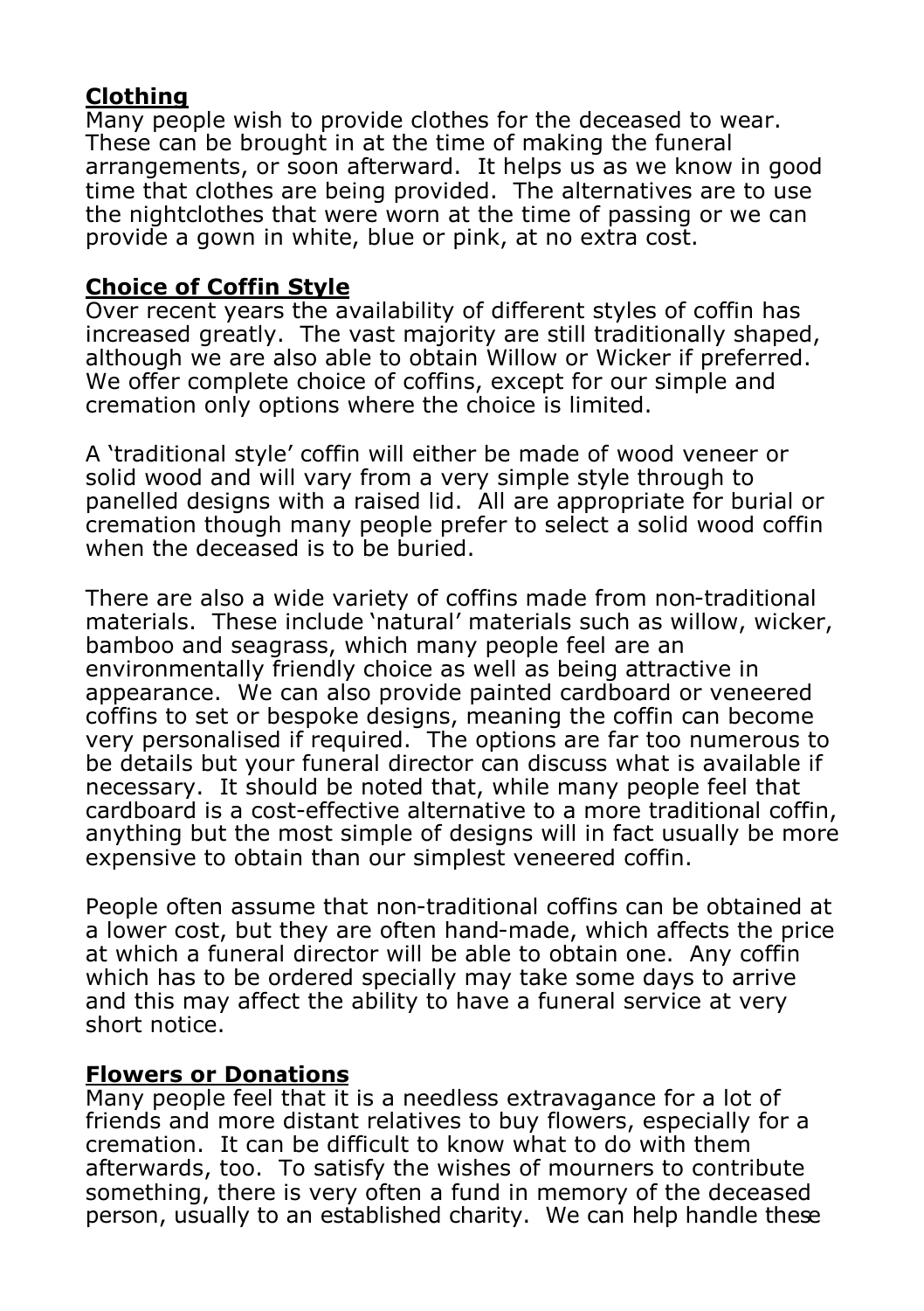## Clothing

Many people wish to provide clothes for the deceased to wear. These can be brought in at the time of making the funeral arrangements, or soon afterward. It helps us as we know in good time that clothes are being provided. The alternatives are to use the nightclothes that were worn at the time of passing or we can provide a gown in white, blue or pink, at no extra cost.

## Choice of Coffin Style

Over recent years the availability of different styles of coffin has increased greatly. The vast majority are still traditionally shaped, although we are also able to obtain Willow or Wicker if preferred. We offer complete choice of coffins, except for our simple and cremation only options where the choice is limited.

A 'traditional style' coffin will either be made of wood veneer or solid wood and will vary from a very simple style through to panelled designs with a raised lid. All are appropriate for burial or cremation though many people prefer to select a solid wood coffin when the deceased is to be buried.

There are also a wide variety of coffins made from non-traditional materials. These include 'natural' materials such as willow, wicker, bamboo and seagrass, which many people feel are an environmentally friendly choice as well as being attractive in appearance. We can also provide painted cardboard or veneered coffins to set or bespoke designs, meaning the coffin can become very personalised if required. The options are far too numerous to be details but your funeral director can discuss what is available if necessary. It should be noted that, while many people feel that cardboard is a cost-effective alternative to a more traditional coffin, anything but the most simple of designs will in fact usually be more expensive to obtain than our simplest veneered coffin.

People often assume that non-traditional coffins can be obtained at a lower cost, but they are often hand-made, which affects the price at which a funeral director will be able to obtain one. Any coffin which has to be ordered specially may take some days to arrive and this may affect the ability to have a funeral service at very short notice.

## Flowers or Donations

Many people feel that it is a needless extravagance for a lot of friends and more distant relatives to buy flowers, especially for a cremation. It can be difficult to know what to do with them afterwards, too. To satisfy the wishes of mourners to contribute something, there is very often a fund in memory of the deceased person, usually to an established charity. We can help handle these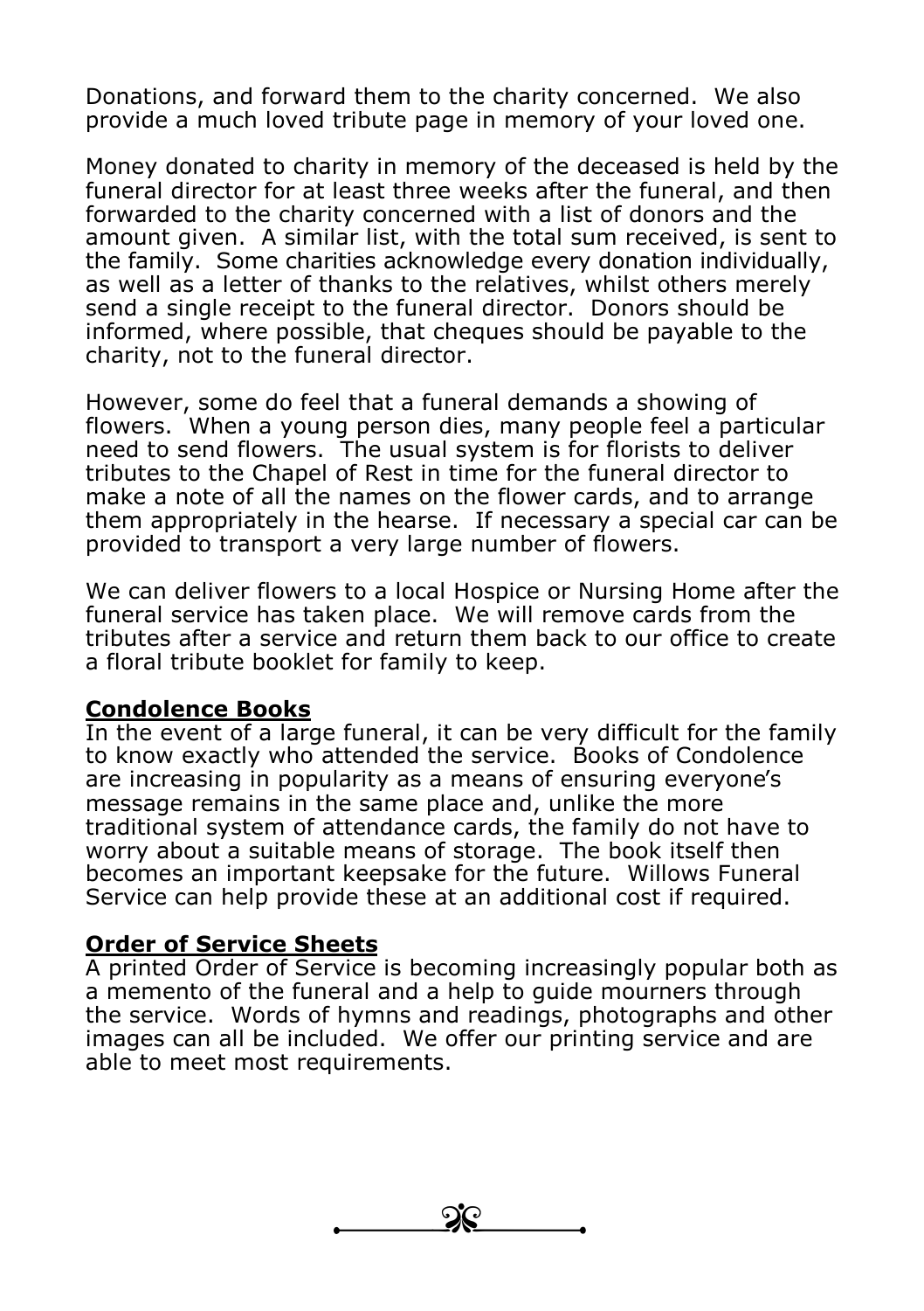Donations, and forward them to the charity concerned. We also provide a much loved tribute page in memory of your loved one.

Money donated to charity in memory of the deceased is held by the funeral director for at least three weeks after the funeral, and then forwarded to the charity concerned with a list of donors and the amount given. A similar list, with the total sum received, is sent to the family. Some charities acknowledge every donation individually, as well as a letter of thanks to the relatives, whilst others merely send a single receipt to the funeral director. Donors should be informed, where possible, that cheques should be payable to the charity, not to the funeral director.

However, some do feel that a funeral demands a showing of flowers. When a young person dies, many people feel a particular need to send flowers. The usual system is for florists to deliver tributes to the Chapel of Rest in time for the funeral director to make a note of all the names on the flower cards, and to arrange them appropriately in the hearse. If necessary a special car can be provided to transport a very large number of flowers.

We can deliver flowers to a local Hospice or Nursing Home after the funeral service has taken place. We will remove cards from the tributes after a service and return them back to our office to create a floral tribute booklet for family to keep.

**Condolence Books**

In the event of a large funeral, it can be very difficult for the family to know exactly who attended the service. Books of Condolence are increasing in popularity as a means of ensuring everyone's message remains in the same place and, unlike the more traditional system of attendance cards, the family do not have to worry about a suitable means of storage. The book itself then becomes an important keepsake for the future. Willows Funeral Service can help provide these at an additional cost if required.

**Order of Service Sheets**

A printed Order of Service is becoming increasingly popular both as a memento of the funeral and a help to guide mourners through the service. Words of hymns and readings, photographs and other images can all be included. We offer our printing service and are able to meet most requirements.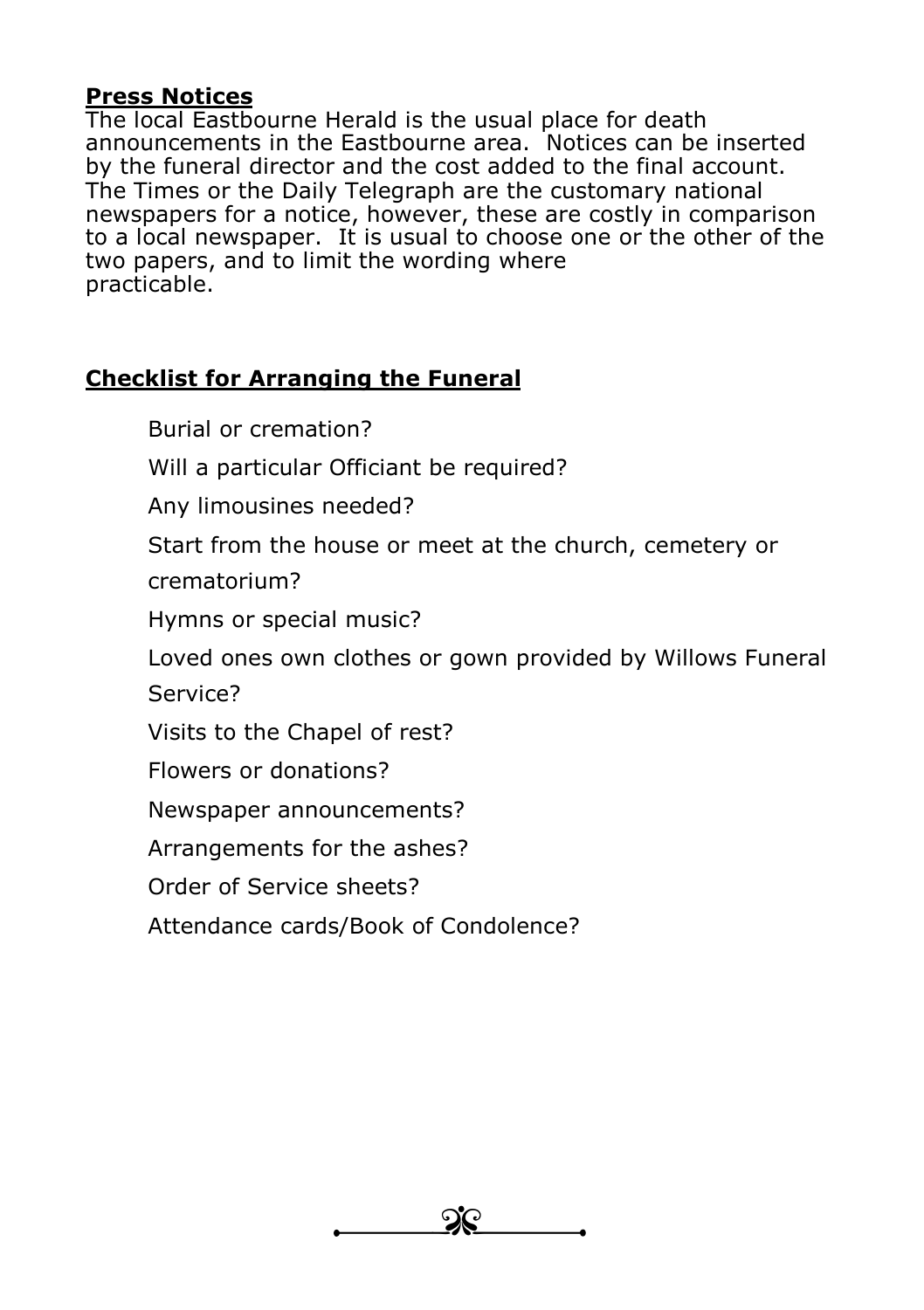## **Press Notices**

The local Eastbourne Herald is the usual place for death announcements in the Eastbourne area. Notices can be inserted by the funeral director and the cost added to the final account. The Times or the Daily Telegraph are the customary national newspapers for a notice, however, these are costly in comparison to a local newspaper. It is usual to choose one or the other of the two papers, and to limit the wording where practicable.

## **Checklist for Arranging the Funeral**

Burial or cremation?

Will a particular Officiant be required?

Any limousines needed?

Start from the house or meet at the church, cemetery or crematorium?

Hymns or special music?

Loved ones own clothes or gown provided by Willows Funeral Service?

Visits to the Chapel of rest?

Flowers or donations?

Newspaper announcements?

Arrangements for the ashes?

Order of Service sheets?

Attendance cards/Book of Condolence?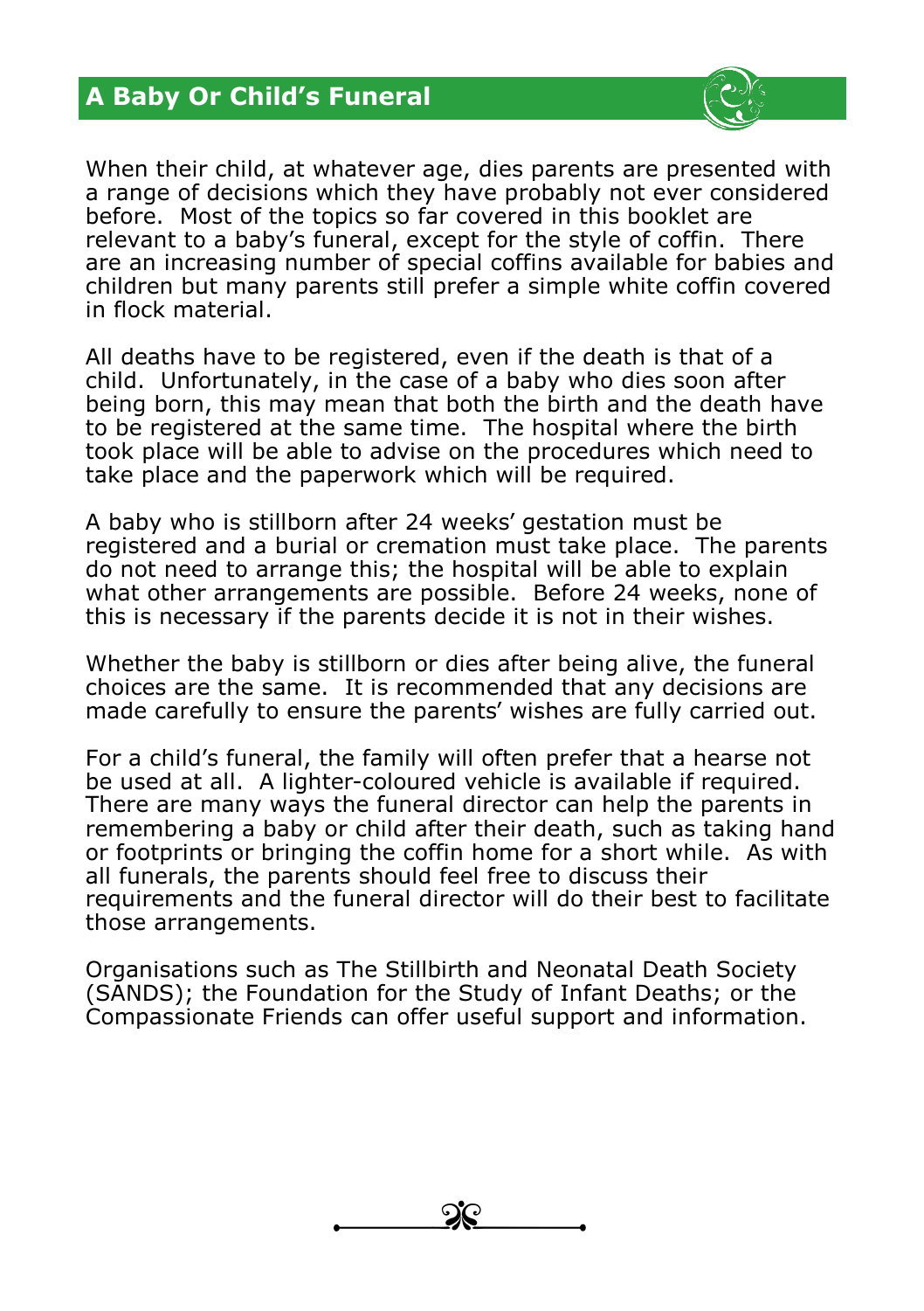## A Baby Or Child's Funeral

When their child, at whatever age, dies parents are presented with a range of decisions which they have probably not ever considered before. Most of the topics so far covered in this booklet are relevant to a baby's funeral, except for the style of coffin. There are an increasing number of special coffins available for babies and children but many parents still prefer a simple white coffin covered in flock material.

All deaths have to be registered, even if the death is that of a child. Unfortunately, in the case of a baby who dies soon after being born, this may mean that both the birth and the death have to be registered at the same time. The hospital where the birth took place will be able to advise on the procedures which need to take place and the paperwork which will be required.

A baby who is stillborn after 24 weeks' gestation must be registered and a burial or cremation must take place. The parents do not need to arrange this; the hospital will be able to explain what other arrangements are possible. Before 24 weeks, none of this is necessary if the parents decide it is not in their wishes.

Whether the baby is stillborn or dies after being alive, the funeral choices are the same. It is recommended that any decisions are made carefully to ensure the parents' wishes are fully carried out.

For a child's funeral, the family will often prefer that a hearse not be used at all. A lighter-coloured vehicle is available if required. There are many ways the funeral director can help the parents in remembering a baby or child after their death, such as taking hand or footprints or bringing the coffin home for a short while. As with all funerals, the parents should feel free to discuss their requirements and the funeral director will do their best to facilitate those arrangements.

Organisations such as The Stillbirth and Neonatal Death Society (SANDS); the Foundation for the Study of Infant Deaths; or the Compassionate Friends can offer useful support and information.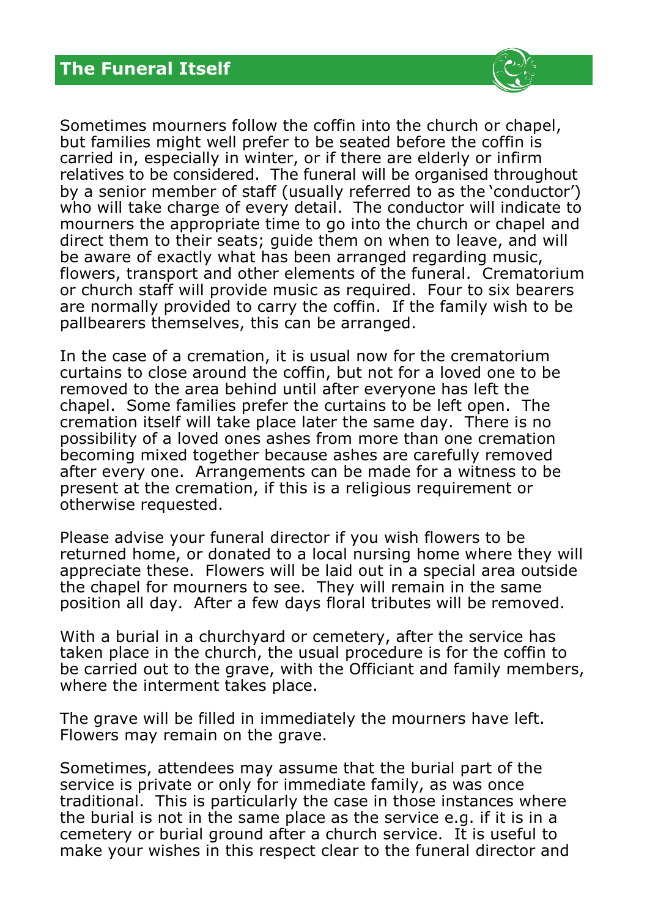## The Funeral Itself

Sometimes mourners follow the coffin into the church or chapel, but families might well prefer to be seated before the coffin is carried in, especially in winter, or if there are elderly or infirm relatives to be considered. The funeral will be organised throughout by a senior member of staff (usually referred to as the 'conductor') who will take charge of every detail. The conductor will indicate to mourners the appropriate time to go into the church or chapel and direct them to their seats; guide them on when to leave, and will be aware of exactly what has been arranged regarding music, flowers, transport and other elements of the funeral. Crematorium or church staff will provide music as required. Four to six bearers are normally provided to carry the coffin. If the family wish to be pallbearers themselves, this can be arranged.

In the case of a cremation, it is usual now for the crematorium curtains to close around the coffin, but not for a loved one to be removed to the area behind until after everyone has left the chapel. Some families prefer the curtains to be left open. The cremation itself will take place later the same day. There is no possibility of a loved ones ashes from more than one cremation becoming mixed together because ashes are carefully removed after every one. Arrangements can be made for a witness to be present at the cremation, if this is a religious requirement or otherwise requested.

Please advise your funeral director if you wish flowers to be returned home, or donated to a local nursing home where they will appreciate these. Flowers will be laid out in a special area outside the chapel for mourners to see. They will remain in the same position all day. After a few days floral tributes will be removed.

With a burial in a churchyard or cemetery, after the service has taken place in the church, the usual procedure is for the coffin to be carried out to the grave, with the Officiant and family members, where the interment takes place.

The grave will be filled in immediately the mourners have left. Flowers may remain on the grave.

Sometimes, attendees may assume that the burial part of the service is private or only for immediate family, as was once traditional. This is particularly the case in those instances where the burial is not in the same place as the service e.g. if it is in a cemetery or burial ground after a church service. It is useful to make your wishes in this respect clear to the funeral director and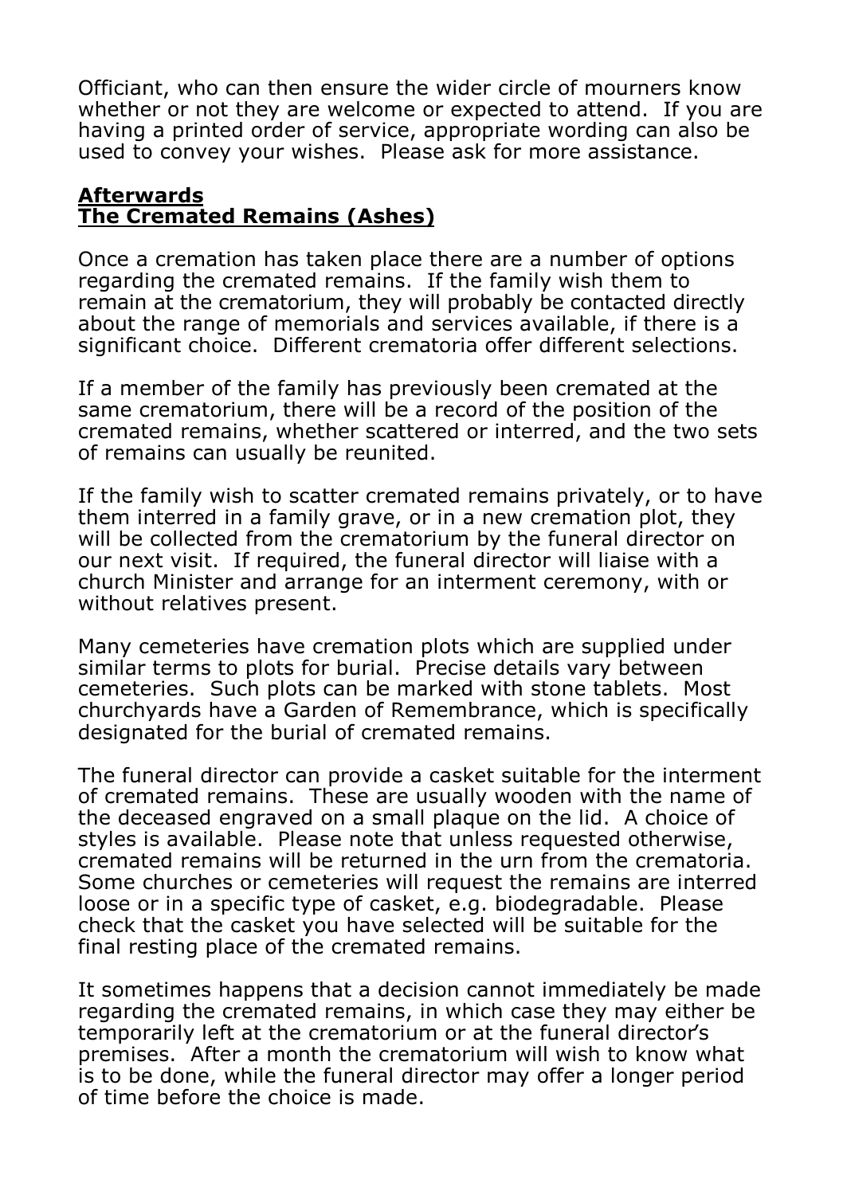Officiant, who can then ensure the wider circle of mourners know whether or not they are welcome or expected to attend. If you are having a printed order of service, appropriate wording can also be used to convey your wishes. Please ask for more assistance.

## **Afterwards**
## **The Cremated Remains (Ashes)**

Once a cremation has taken place there are a number of options regarding the cremated remains. If the family wish them to remain at the crematorium, they will probably be contacted directly about the range of memorials and services available, if there is a significant choice. Different crematoria offer different selections.

If a member of the family has previously been cremated at the same crematorium, there will be a record of the position of the cremated remains, whether scattered or interred, and the two sets of remains can usually be reunited.

If the family wish to scatter cremated remains privately, or to have them interred in a family grave, or in a new cremation plot, they will be collected from the crematorium by the funeral director on our next visit. If required, the funeral director will liaise with a church Minister and arrange for an interment ceremony, with or without relatives present.

Many cemeteries have cremation plots which are supplied under similar terms to plots for burial. Precise details vary between cemeteries. Such plots can be marked with stone tablets. Most churchyards have a Garden of Remembrance, which is specifically designated for the burial of cremated remains.

The funeral director can provide a casket suitable for the interment of cremated remains. These are usually wooden with the name of the deceased engraved on a small plaque on the lid. A choice of styles is available. Please note that unless requested otherwise, cremated remains will be returned in the urn from the crematoria. Some churches or cemeteries will request the remains are interred loose or in a specific type of casket, e.g. biodegradable. Please check that the casket you have selected will be suitable for the final resting place of the cremated remains.

It sometimes happens that a decision cannot immediately be made regarding the cremated remains, in which case they may either be temporarily left at the crematorium or at the funeral director's premises. After a month the crematorium will wish to know what is to be done, while the funeral director may offer a longer period of time before the choice is made.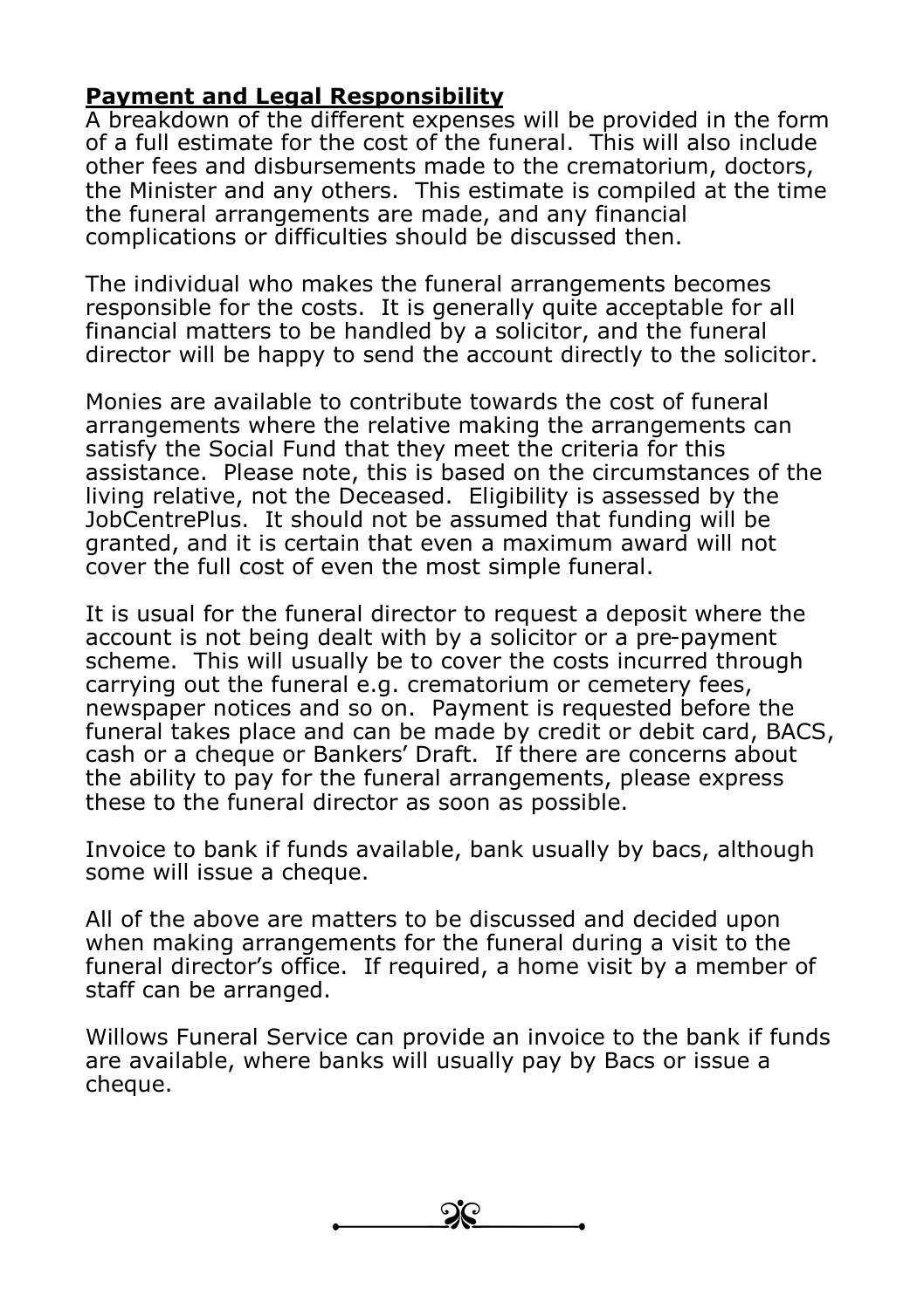## **Payment and Legal Responsibility**

A breakdown of the different expenses will be provided in the form of a full estimate for the cost of the funeral. This will also include other fees and disbursements made to the crematorium, doctors, the Minister and any others. This estimate is compiled at the time the funeral arrangements are made, and any financial complications or difficulties should be discussed then.

The individual who makes the funeral arrangements becomes responsible for the costs. It is generally quite acceptable for all financial matters to be handled by a solicitor, and the funeral director will be happy to send the account directly to the solicitor.

Monies are available to contribute towards the cost of funeral arrangements where the relative making the arrangements can satisfy the Social Fund that they meet the criteria for this assistance. Please note, this is based on the circumstances of the living relative, not the Deceased. Eligibility is assessed by the JobCentrePlus. It should not be assumed that funding will be granted, and it is certain that even a maximum award will not cover the full cost of even the most simple funeral.

It is usual for the funeral director to request a deposit where the account is not being dealt with by a solicitor or a pre-payment scheme. This will usually be to cover the costs incurred through carrying out the funeral e.g. crematorium or cemetery fees, newspaper notices and so on. Payment is requested before the funeral takes place and can be made by credit or debit card, BACS, cash or a cheque or Bankers' Draft. If there are concerns about the ability to pay for the funeral arrangements, please express these to the funeral director as soon as possible.

Invoice to bank if funds available, bank usually by bacs, although some will issue a cheque.

All of the above are matters to be discussed and decided upon when making arrangements for the funeral during a visit to the funeral director's office. If required, a home visit by a member of staff can be arranged.

Willows Funeral Service can provide an invoice to the bank if funds are available, where banks will usually pay by Bacs or issue a cheque.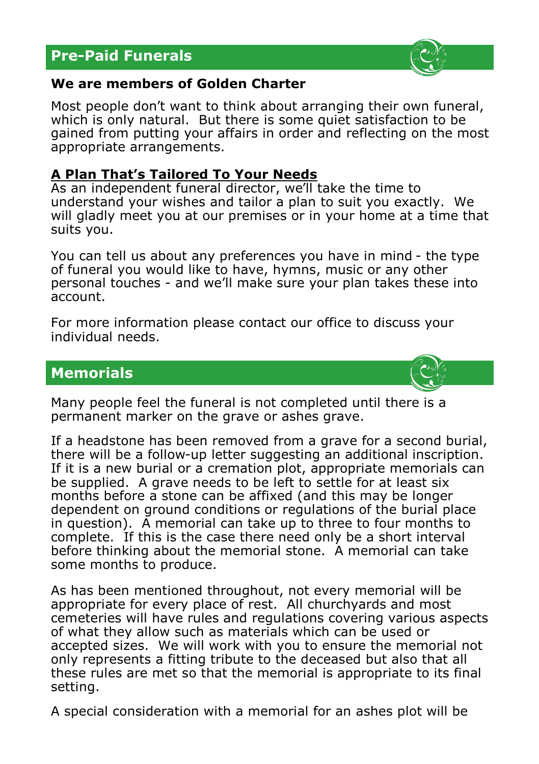## Pre-Paid Funerals

**We are members of Golden Charter**

Most people don't want to think about arranging their own funeral, which is only natural. But there is some quiet satisfaction to be gained from putting your affairs in order and reflecting on the most appropriate arrangements.

### A Plan That's Tailored To Your Needs

As an independent funeral director, we'll take the time to understand your wishes and tailor a plan to suit you exactly. We will gladly meet you at our premises or in your home at a time that suits you.

You can tell us about any preferences you have in mind - the type of funeral you would like to have, hymns, music or any other personal touches - and we'll make sure your plan takes these into account.

For more information please contact our office to discuss your individual needs.

## Memorials

Many people feel the funeral is not completed until there is a permanent marker on the grave or ashes grave.

If a headstone has been removed from a grave for a second burial, there will be a follow-up letter suggesting an additional inscription. If it is a new burial or a cremation plot, appropriate memorials can be supplied. A grave needs to be left to settle for at least six months before a stone can be affixed (and this may be longer dependent on ground conditions or regulations of the burial place in question). A memorial can take up to three to four months to complete. If this is the case there need only be a short interval before thinking about the memorial stone. A memorial can take some months to produce.

As has been mentioned throughout, not every memorial will be appropriate for every place of rest. All churchyards and most cemeteries will have rules and regulations covering various aspects of what they allow such as materials which can be used or accepted sizes. We will work with you to ensure the memorial not only represents a fitting tribute to the deceased but also that all these rules are met so that the memorial is appropriate to its final setting.

A special consideration with a memorial for an ashes plot will be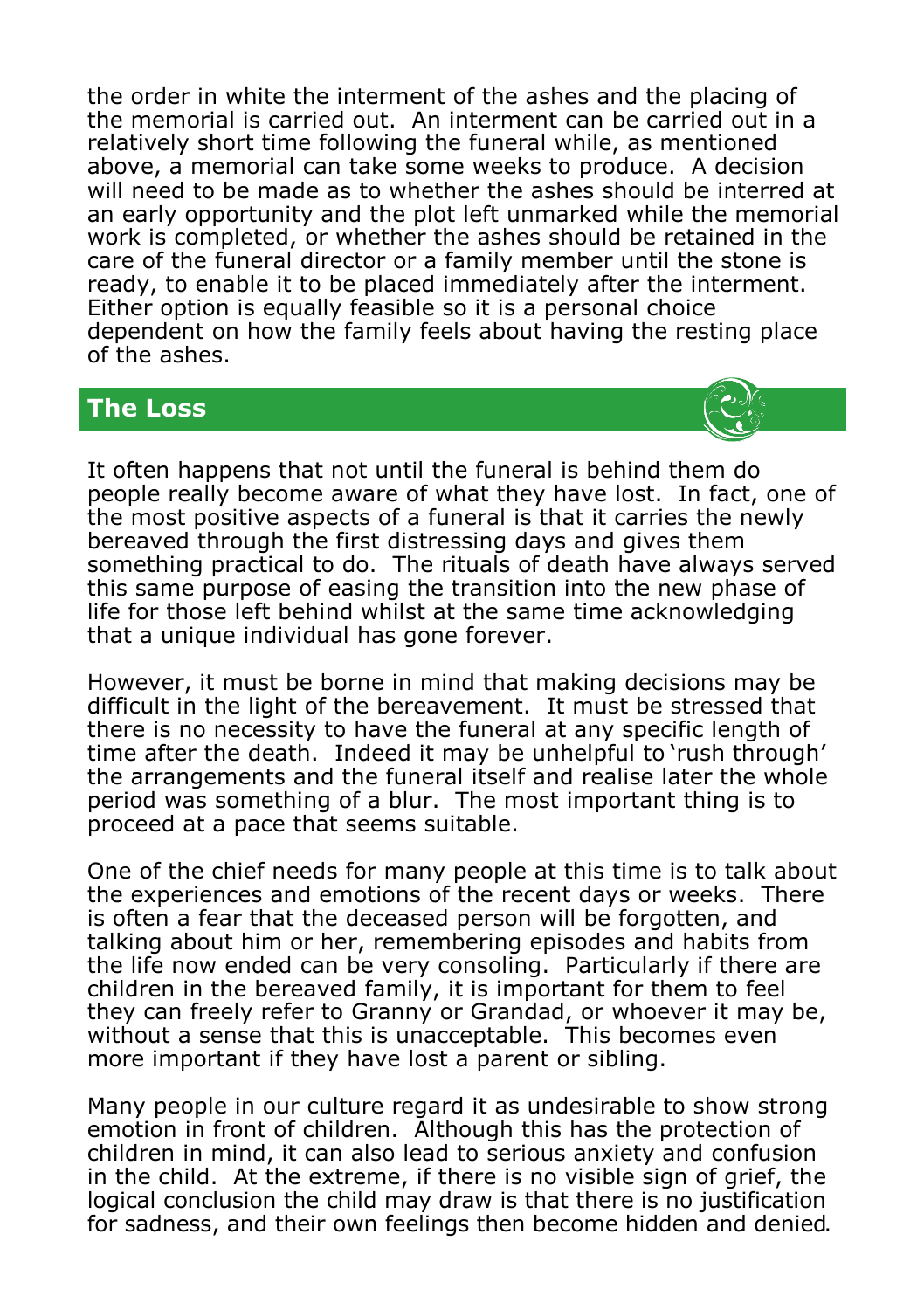the order in white the interment of the ashes and the placing of the memorial is carried out. An interment can be carried out in a relatively short time following the funeral while, as mentioned above, a memorial can take some weeks to produce. A decision will need to be made as to whether the ashes should be interred at an early opportunity and the plot left unmarked while the memorial work is completed, or whether the ashes should be retained in the care of the funeral director or a family member until the stone is ready, to enable it to be placed immediately after the interment. Either option is equally feasible so it is a personal choice dependent on how the family feels about having the resting place of the ashes.

## The Loss

It often happens that not until the funeral is behind them do people really become aware of what they have lost. In fact, one of the most positive aspects of a funeral is that it carries the newly bereaved through the first distressing days and gives them something practical to do. The rituals of death have always served this same purpose of easing the transition into the new phase of life for those left behind whilst at the same time acknowledging that a unique individual has gone forever.

However, it must be borne in mind that making decisions may be difficult in the light of the bereavement. It must be stressed that there is no necessity to have the funeral at any specific length of time after the death. Indeed it may be unhelpful to 'rush through' the arrangements and the funeral itself and realise later the whole period was something of a blur. The most important thing is to proceed at a pace that seems suitable.

One of the chief needs for many people at this time is to talk about the experiences and emotions of the recent days or weeks. There is often a fear that the deceased person will be forgotten, and talking about him or her, remembering episodes and habits from the life now ended can be very consoling. Particularly if there are children in the bereaved family, it is important for them to feel they can freely refer to Granny or Grandad, or whoever it may be, without a sense that this is unacceptable. This becomes even more important if they have lost a parent or sibling.

Many people in our culture regard it as undesirable to show strong emotion in front of children. Although this has the protection of children in mind, it can also lead to serious anxiety and confusion in the child. At the extreme, if there is no visible sign of grief, the logical conclusion the child may draw is that there is no justification for sadness, and their own feelings then become hidden and denied.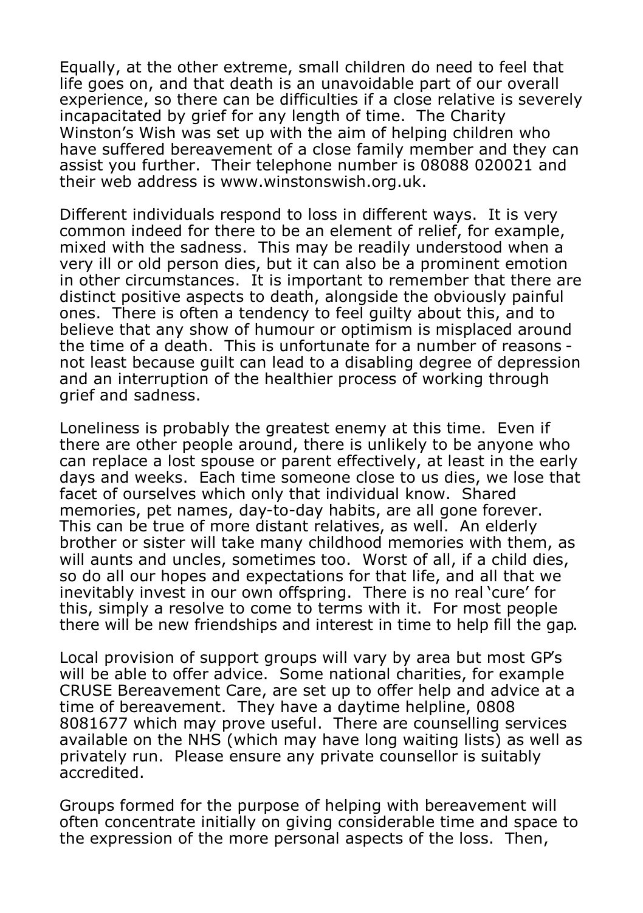Equally, at the other extreme, small children do need to feel that life goes on, and that death is an unavoidable part of our overall experience, so there can be difficulties if a close relative is severely incapacitated by grief for any length of time. The Charity Winston's Wish was set up with the aim of helping children who have suffered bereavement of a close family member and they can assist you further. Their telephone number is 08088 020021 and their web address is www.winstonswish.org.uk.

Different individuals respond to loss in different ways. It is very common indeed for there to be an element of relief, for example, mixed with the sadness. This may be readily understood when a very ill or old person dies, but it can also be a prominent emotion in other circumstances. It is important to remember that there are distinct positive aspects to death, alongside the obviously painful ones. There is often a tendency to feel guilty about this, and to believe that any show of humour or optimism is misplaced around the time of a death. This is unfortunate for a number of reasons - not least because guilt can lead to a disabling degree of depression and an interruption of the healthier process of working through grief and sadness.

Loneliness is probably the greatest enemy at this time. Even if there are other people around, there is unlikely to be anyone who can replace a lost spouse or parent effectively, at least in the early days and weeks. Each time someone close to us dies, we lose that facet of ourselves which only that individual know. Shared memories, pet names, day-to-day habits, are all gone forever. This can be true of more distant relatives, as well. An elderly brother or sister will take many childhood memories with them, as will aunts and uncles, sometimes too. Worst of all, if a child dies, so do all our hopes and expectations for that life, and all that we inevitably invest in our own offspring. There is no real 'cure' for this, simply a resolve to come to terms with it. For most people there will be new friendships and interest in time to help fill the gap.

Local provision of support groups will vary by area but most GP's will be able to offer advice. Some national charities, for example CRUSE Bereavement Care, are set up to offer help and advice at a time of bereavement. They have a daytime helpline, 0808 8081677 which may prove useful. There are counselling services available on the NHS (which may have long waiting lists) as well as privately run. Please ensure any private counsellor is suitably accredited.

Groups formed for the purpose of helping with bereavement will often concentrate initially on giving considerable time and space to the expression of the more personal aspects of the loss. Then,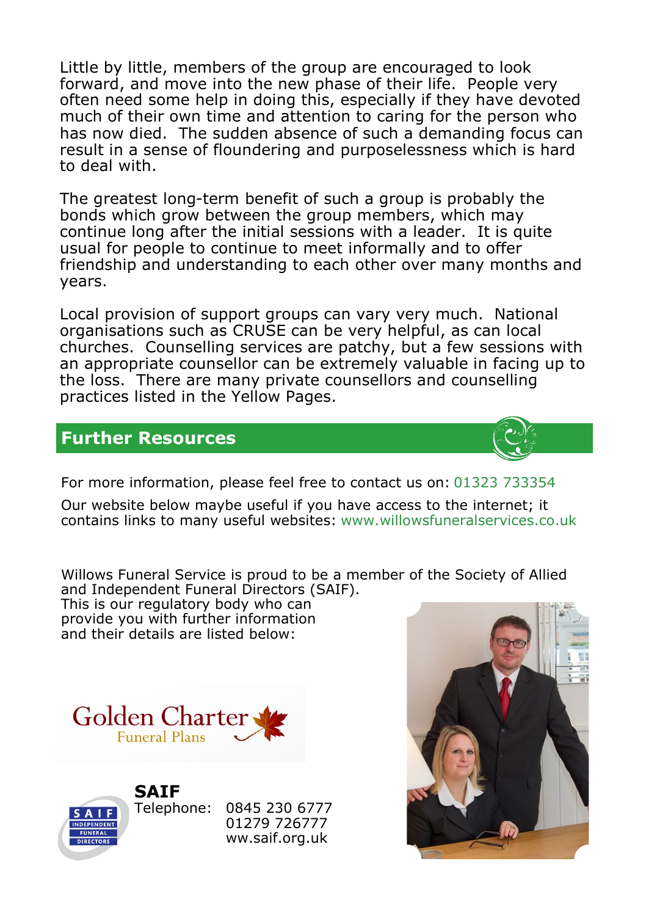Little by little, members of the group are encouraged to look forward, and move into the new phase of their life. People very often need some help in doing this, especially if they have devoted much of their own time and attention to caring for the person who has now died. The sudden absence of such a demanding focus can result in a sense of floundering and purposelessness which is hard to deal with.

The greatest long-term benefit of such a group is probably the bonds which grow between the group members, which may continue long after the initial sessions with a leader. It is quite usual for people to continue to meet informally and to offer friendship and understanding to each other over many months and years.

Local provision of support groups can vary very much. National organisations such as CRUSE can be very helpful, as can local churches. Counselling services are patchy, but a few sessions with an appropriate counsellor can be extremely valuable in facing up to the loss. There are many private counsellors and counselling practices listed in the Yellow Pages.

## Further Resources

For more information, please feel free to contact us on: 01323 733354

Our website below maybe useful if you have access to the internet; it contains links to many useful websites: www.willowsfuneralservices.co.uk

Willows Funeral Service is proud to be a member of the Society of Allied and Independent Funeral Directors (SAIF).
This is our regulatory body who can provide you with further information and their details are listed below:

Golden Charter
Funeral Plans

**SAIF**
Telephone: 0845 230 6777
01279 726777
ww.saif.org.uk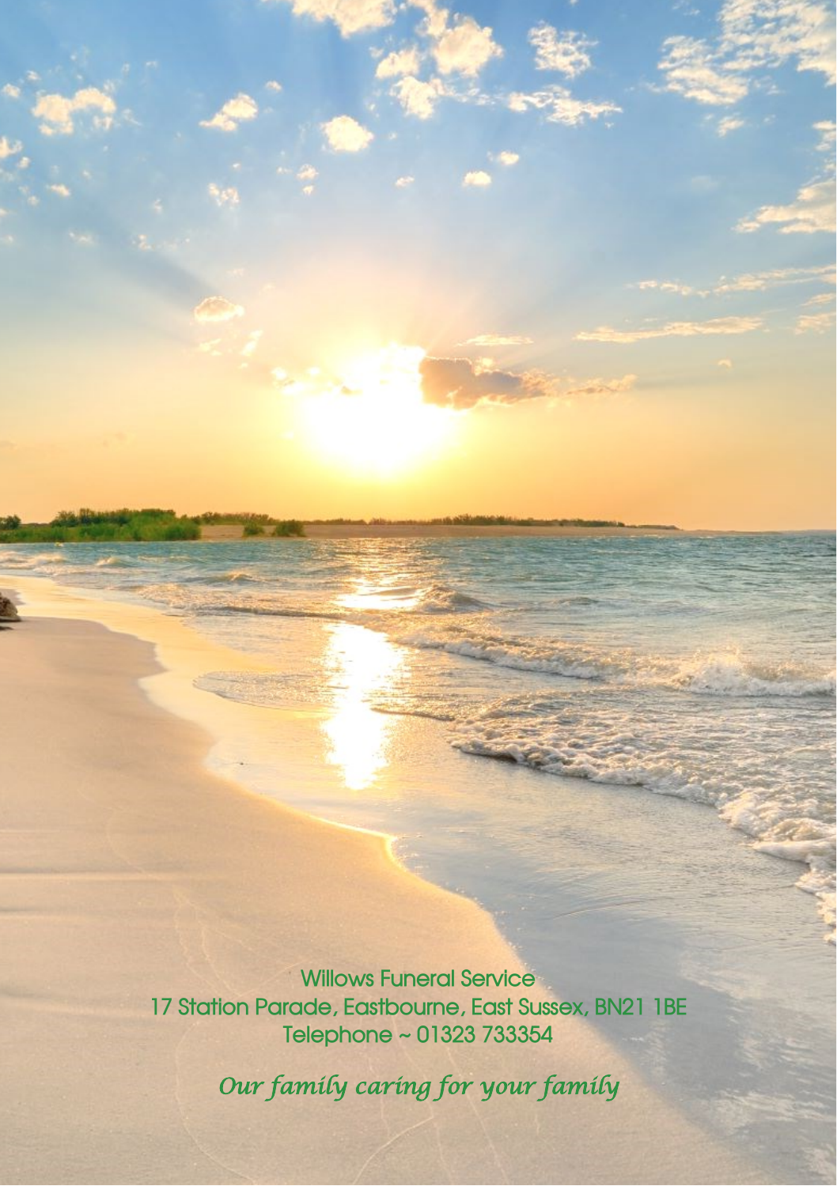Willows Funeral Service
17 Station Parade, Eastbourne, East Sussex, BN21 1BE
Telephone ~ 01323 733354

*Our family caring for your family*